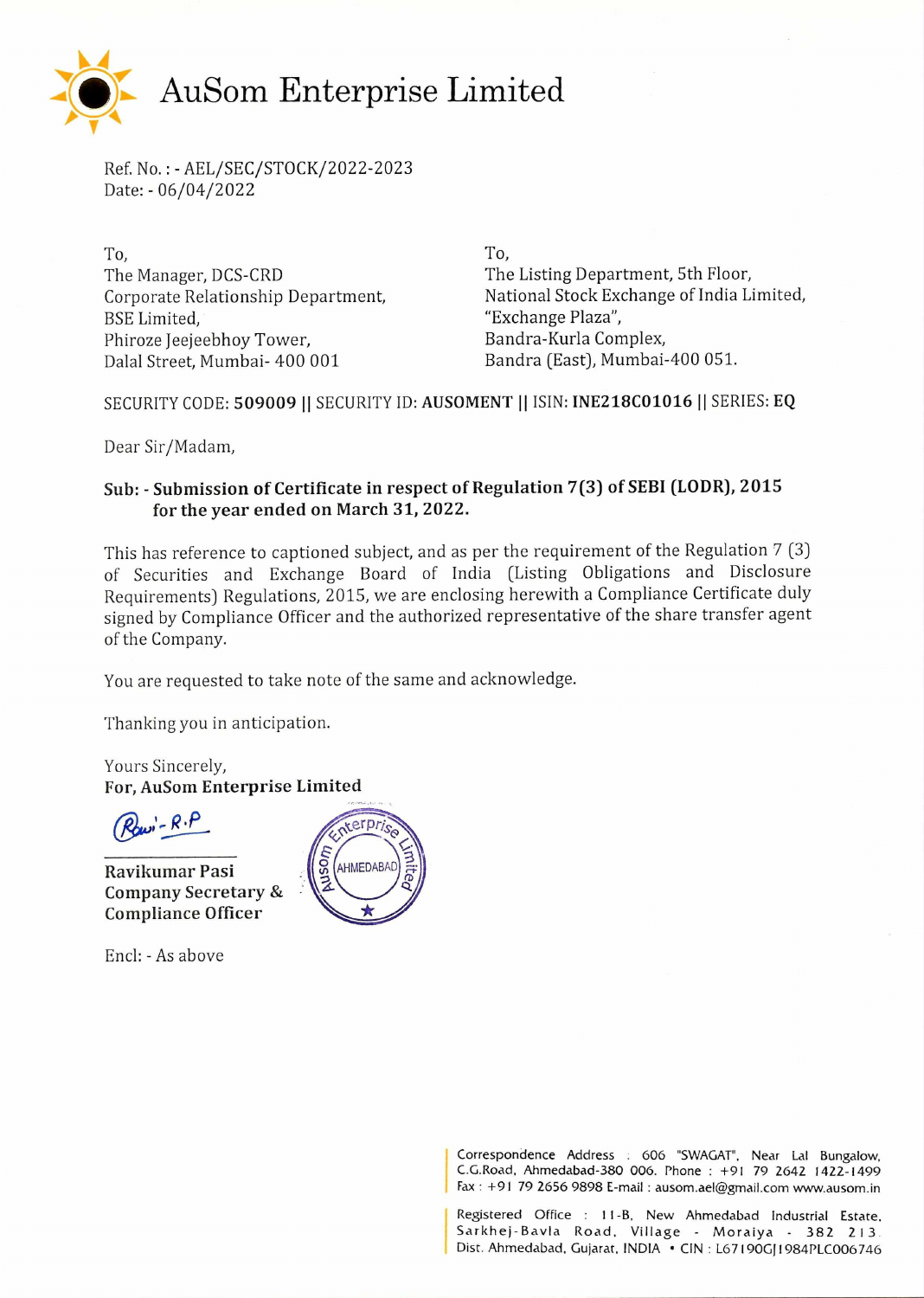# AuSom Enterprise Limited

Ref. No. : - AEL/SEC/STOCK/2022-2023
Date: - 06/04/2022

To,
The Manager, DCS-CRD
Corporate Relationship Department,
BSE Limited,
Phiroze Jeejeebhoy Tower,
Dalal Street, Mumbai- 400 001

To,
The Listing Department, 5th Floor,
National Stock Exchange of India Limited,
"Exchange Plaza",
Bandra-Kurla Complex,
Bandra (East), Mumbai-400 051.

SECURITY CODE: **509009** || SECURITY ID: **AUSOMENT** || ISIN: **INE218C01016** || SERIES: **EQ**

Dear Sir/Madam,

**Sub: - Submission of Certificate in respect of Regulation 7(3) of SEBI (LODR), 2015 for the year ended on March 31, 2022.**

This has reference to captioned subject, and as per the requirement of the Regulation 7 (3) of Securities and Exchange Board of India (Listing Obligations and Disclosure Requirements) Regulations, 2015, we are enclosing herewith a Compliance Certificate duly signed by Compliance Officer and the authorized representative of the share transfer agent of the Company.

You are requested to take note of the same and acknowledge.

Thanking you in anticipation.

Yours Sincerely,
**For, AuSom Enterprise Limited**

**Ravikumar Pasi**
**Company Secretary & Compliance Officer**

Encl: - As above

Correspondence Address : 606 "SWAGAT", Near Lal Bungalow, C.G.Road, Ahmedabad-380 006. Phone : +91 79 2642 1422-1499 Fax : +91 79 2656 9898 E-mail : ausom.ael@gmail.com www.ausom.in

Registered Office : 11-B, New Ahmedabad Industrial Estate, Sarkhej-Bavla Road, Village - Moraiya - 382 213. Dist. Ahmedabad, Gujarat, INDIA • CIN : L67190GJ1984PLC006746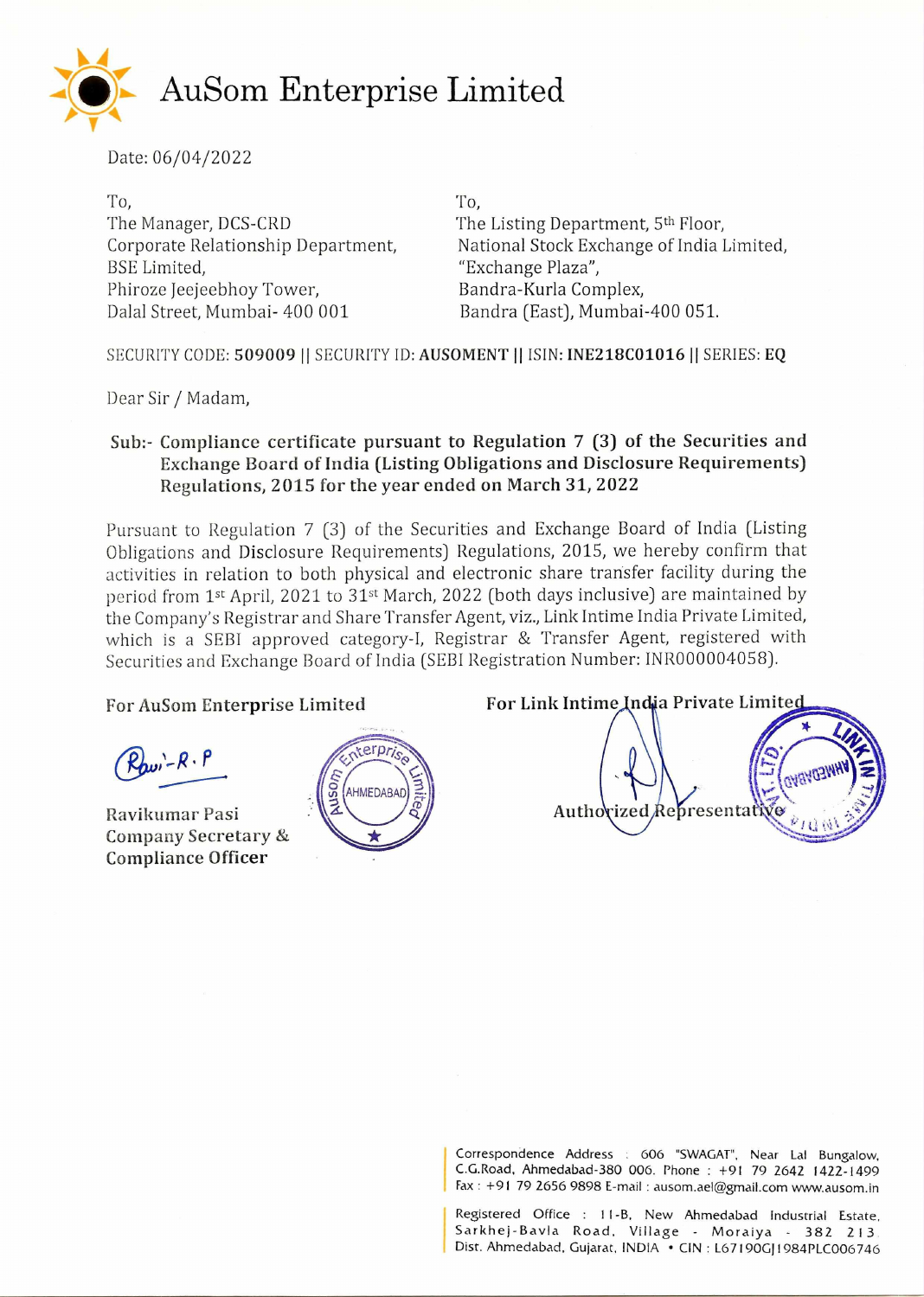# AuSom Enterprise Limited

Date: 06/04/2022

To,
The Manager, DCS-CRD
Corporate Relationship Department,
BSE Limited,
Phiroze Jeejeebhoy Tower,
Dalal Street, Mumbai- 400 001

To,
The Listing Department, 5th Floor,
National Stock Exchange of India Limited,
"Exchange Plaza",
Bandra-Kurla Complex,
Bandra (East), Mumbai-400 051.

SECURITY CODE: **509009** || SECURITY ID: **AUSOMENT** || ISIN: **INE218C01016** || SERIES: **EQ**

Dear Sir / Madam,

**Sub:- Compliance certificate pursuant to Regulation 7 (3) of the Securities and Exchange Board of India (Listing Obligations and Disclosure Requirements) Regulations, 2015 for the year ended on March 31, 2022**

Pursuant to Regulation 7 (3) of the Securities and Exchange Board of India (Listing Obligations and Disclosure Requirements) Regulations, 2015, we hereby confirm that activities in relation to both physical and electronic share transfer facility during the period from 1st April, 2021 to 31st March, 2022 (both days inclusive) are maintained by the Company's Registrar and Share Transfer Agent, viz., Link Intime India Private Limited, which is a SEBI approved category-I, Registrar & Transfer Agent, registered with Securities and Exchange Board of India (SEBI Registration Number: INR000004058).

**For AuSom Enterprise Limited**

Ravi-R.P

**Ravikumar Pasi**
**Company Secretary &**
**Compliance Officer**

**For Link Intime India Private Limited**

**Authorized Representative**

Correspondence Address : 606 "SWAGAT", Near Lal Bungalow, C.G.Road, Ahmedabad-380 006. Phone : +91 79 2642 1422-1499
Fax : +91 79 2656 9898 E-mail : ausom.ael@gmail.com www.ausom.in

Registered Office : 11-B, New Ahmedabad Industrial Estate, Sarkhej-Bavla Road, Village - Moraiya - 382 213. Dist. Ahmedabad, Gujarat, INDIA • CIN : L67190GJ1984PLC006746